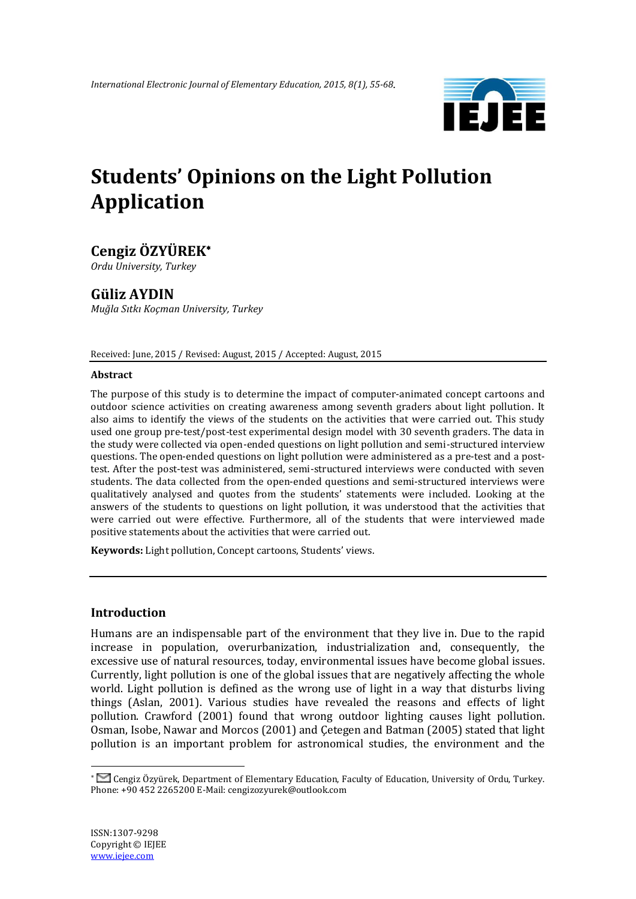# Students' Opinions on the Light Pollution Application

## Cengiz ÖZYÜREK*

*Ordu University, Turkey*

## Güliz AYDIN

*Muğla Sıtkı Koçman University, Turkey*

Received: June, 2015 / Revised: August, 2015 / Accepted: August, 2015

### Abstract

The purpose of this study is to determine the impact of computer-animated concept cartoons and outdoor science activities on creating awareness among seventh graders about light pollution. It also aims to identify the views of the students on the activities that were carried out. This study used one group pre-test/post-test experimental design model with 30 seventh graders. The data in the study were collected via open-ended questions on light pollution and semi-structured interview questions. The open-ended questions on light pollution were administered as a pre-test and a post-test. After the post-test was administered, semi-structured interviews were conducted with seven students. The data collected from the open-ended questions and semi-structured interviews were qualitatively analysed and quotes from the students' statements were included. Looking at the answers of the students to questions on light pollution, it was understood that the activities that were carried out were effective. Furthermore, all of the students that were interviewed made positive statements about the activities that were carried out.

**Keywords:** Light pollution, Concept cartoons, Students' views.

## Introduction

Humans are an indispensable part of the environment that they live in. Due to the rapid increase in population, overurbanization, industrialization and, consequently, the excessive use of natural resources, today, environmental issues have become global issues. Currently, light pollution is one of the global issues that are negatively affecting the whole world. Light pollution is defined as the wrong use of light in a way that disturbs living things (Aslan, 2001). Various studies have revealed the reasons and effects of light pollution. Crawford (2001) found that wrong outdoor lighting causes light pollution. Osman, Isobe, Nawar and Morcos (2001) and Çetegen and Batman (2005) stated that light pollution is an important problem for astronomical studies, the environment and the

* Cengiz Özyürek, Department of Elementary Education, Faculty of Education, University of Ordu, Turkey. Phone: +90 452 2265200 E-Mail: cengizozyurek@outlook.com

ISSN:1307-9298
Copyright © IEJEE
www.iejee.com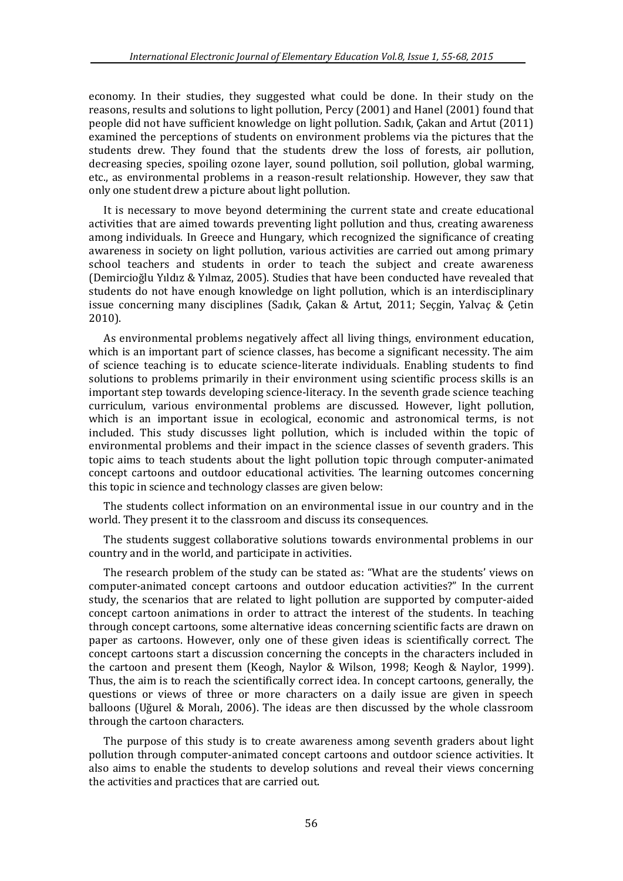economy. In their studies, they suggested what could be done. In their study on the reasons, results and solutions to light pollution, Percy (2001) and Hanel (2001) found that people did not have sufficient knowledge on light pollution. Sadık, Çakan and Artut (2011) examined the perceptions of students on environment problems via the pictures that the students drew. They found that the students drew the loss of forests, air pollution, decreasing species, spoiling ozone layer, sound pollution, soil pollution, global warming, etc., as environmental problems in a reason-result relationship. However, they saw that only one student drew a picture about light pollution.

It is necessary to move beyond determining the current state and create educational activities that are aimed towards preventing light pollution and thus, creating awareness among individuals. In Greece and Hungary, which recognized the significance of creating awareness in society on light pollution, various activities are carried out among primary school teachers and students in order to teach the subject and create awareness (Demircioğlu Yıldız & Yılmaz, 2005). Studies that have been conducted have revealed that students do not have enough knowledge on light pollution, which is an interdisciplinary issue concerning many disciplines (Sadık, Çakan & Artut, 2011; Seçgin, Yalvaç & Çetin 2010).

As environmental problems negatively affect all living things, environment education, which is an important part of science classes, has become a significant necessity. The aim of science teaching is to educate science-literate individuals. Enabling students to find solutions to problems primarily in their environment using scientific process skills is an important step towards developing science-literacy. In the seventh grade science teaching curriculum, various environmental problems are discussed. However, light pollution, which is an important issue in ecological, economic and astronomical terms, is not included. This study discusses light pollution, which is included within the topic of environmental problems and their impact in the science classes of seventh graders. This topic aims to teach students about the light pollution topic through computer-animated concept cartoons and outdoor educational activities. The learning outcomes concerning this topic in science and technology classes are given below:

The students collect information on an environmental issue in our country and in the world. They present it to the classroom and discuss its consequences.

The students suggest collaborative solutions towards environmental problems in our country and in the world, and participate in activities.

The research problem of the study can be stated as: "What are the students' views on computer-animated concept cartoons and outdoor education activities?" In the current study, the scenarios that are related to light pollution are supported by computer-aided concept cartoon animations in order to attract the interest of the students. In teaching through concept cartoons, some alternative ideas concerning scientific facts are drawn on paper as cartoons. However, only one of these given ideas is scientifically correct. The concept cartoons start a discussion concerning the concepts in the characters included in the cartoon and present them (Keogh, Naylor & Wilson, 1998; Keogh & Naylor, 1999). Thus, the aim is to reach the scientifically correct idea. In concept cartoons, generally, the questions or views of three or more characters on a daily issue are given in speech balloons (Uğurel & Moralı, 2006). The ideas are then discussed by the whole classroom through the cartoon characters.

The purpose of this study is to create awareness among seventh graders about light pollution through computer-animated concept cartoons and outdoor science activities. It also aims to enable the students to develop solutions and reveal their views concerning the activities and practices that are carried out.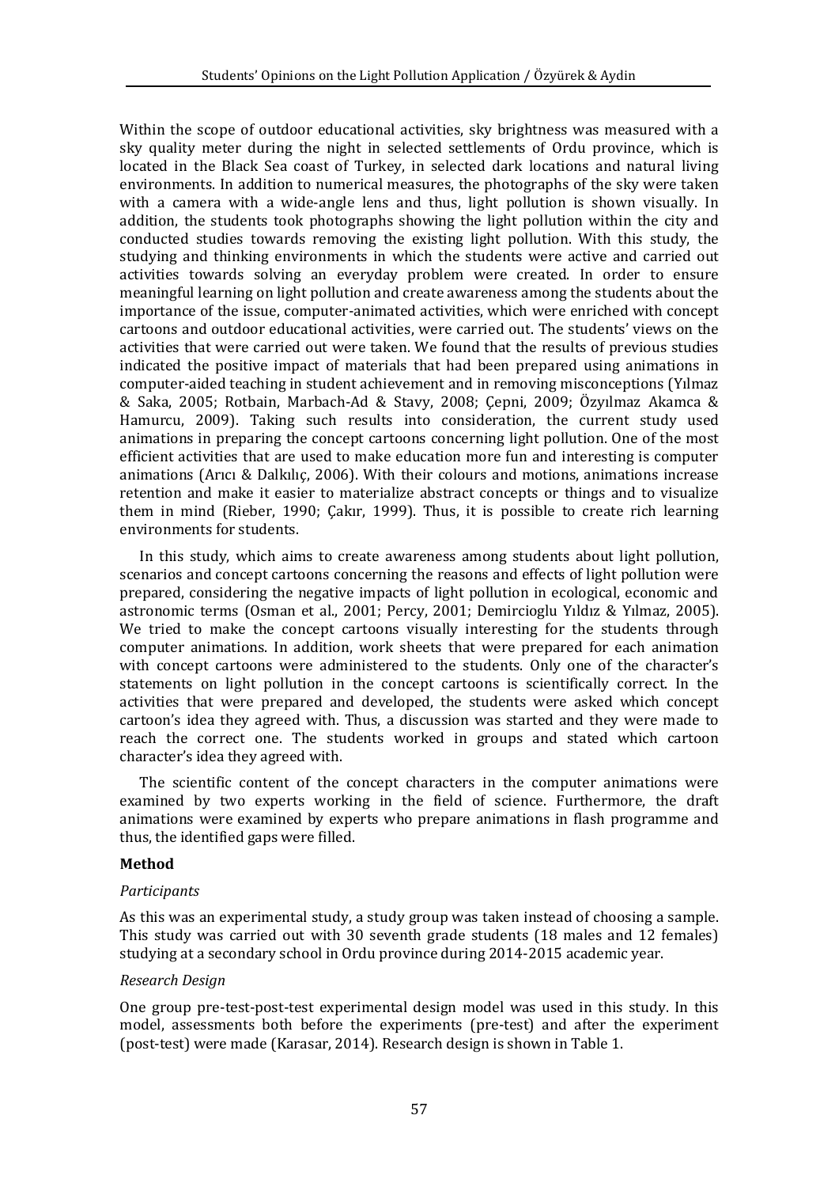Within the scope of outdoor educational activities, sky brightness was measured with a sky quality meter during the night in selected settlements of Ordu province, which is located in the Black Sea coast of Turkey, in selected dark locations and natural living environments. In addition to numerical measures, the photographs of the sky were taken with a camera with a wide-angle lens and thus, light pollution is shown visually. In addition, the students took photographs showing the light pollution within the city and conducted studies towards removing the existing light pollution. With this study, the studying and thinking environments in which the students were active and carried out activities towards solving an everyday problem were created. In order to ensure meaningful learning on light pollution and create awareness among the students about the importance of the issue, computer-animated activities, which were enriched with concept cartoons and outdoor educational activities, were carried out. The students' views on the activities that were carried out were taken. We found that the results of previous studies indicated the positive impact of materials that had been prepared using animations in computer-aided teaching in student achievement and in removing misconceptions (Yılmaz & Saka, 2005; Rotbain, Marbach-Ad & Stavy, 2008; Çepni, 2009; Özyılmaz Akamca & Hamurcu, 2009). Taking such results into consideration, the current study used animations in preparing the concept cartoons concerning light pollution. One of the most efficient activities that are used to make education more fun and interesting is computer animations (Arıcı & Dalkılıç, 2006). With their colours and motions, animations increase retention and make it easier to materialize abstract concepts or things and to visualize them in mind (Rieber, 1990; Çakır, 1999). Thus, it is possible to create rich learning environments for students.

In this study, which aims to create awareness among students about light pollution, scenarios and concept cartoons concerning the reasons and effects of light pollution were prepared, considering the negative impacts of light pollution in ecological, economic and astronomic terms (Osman et al., 2001; Percy, 2001; Demircioglu Yıldız & Yılmaz, 2005). We tried to make the concept cartoons visually interesting for the students through computer animations. In addition, work sheets that were prepared for each animation with concept cartoons were administered to the students. Only one of the character's statements on light pollution in the concept cartoons is scientifically correct. In the activities that were prepared and developed, the students were asked which concept cartoon's idea they agreed with. Thus, a discussion was started and they were made to reach the correct one. The students worked in groups and stated which cartoon character's idea they agreed with.

The scientific content of the concept characters in the computer animations were examined by two experts working in the field of science. Furthermore, the draft animations were examined by experts who prepare animations in flash programme and thus, the identified gaps were filled.

## Method

### *Participants*

As this was an experimental study, a study group was taken instead of choosing a sample. This study was carried out with 30 seventh grade students (18 males and 12 females) studying at a secondary school in Ordu province during 2014-2015 academic year.

### *Research Design*

One group pre-test-post-test experimental design model was used in this study. In this model, assessments both before the experiments (pre-test) and after the experiment (post-test) were made (Karasar, 2014). Research design is shown in Table 1.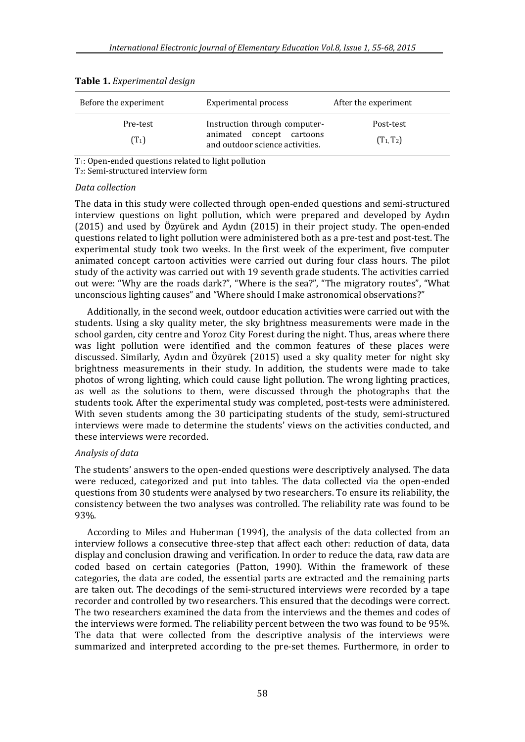**Table 1.** *Experimental design*

| Before the experiment | Experimental process | After the experiment |
|---|---|---|
| Pre-test ($T_1$) | Instruction through computer-animated concept cartoons and outdoor science activities. | Post-test ($T_1$, $T_2$) |

$T_1$: Open-ended questions related to light pollution
$T_2$: Semi-structured interview form

*Data collection*

The data in this study were collected through open-ended questions and semi-structured interview questions on light pollution, which were prepared and developed by Aydın (2015) and used by Özyürek and Aydın (2015) in their project study. The open-ended questions related to light pollution were administered both as a pre-test and post-test. The experimental study took two weeks. In the first week of the experiment, five computer animated concept cartoon activities were carried out during four class hours. The pilot study of the activity was carried out with 19 seventh grade students. The activities carried out were: "Why are the roads dark?", "Where is the sea?", "The migratory routes", "What unconscious lighting causes" and "Where should I make astronomical observations?"

Additionally, in the second week, outdoor education activities were carried out with the students. Using a sky quality meter, the sky brightness measurements were made in the school garden, city centre and Yoroz City Forest during the night. Thus, areas where there was light pollution were identified and the common features of these places were discussed. Similarly, Aydın and Özyürek (2015) used a sky quality meter for night sky brightness measurements in their study. In addition, the students were made to take photos of wrong lighting, which could cause light pollution. The wrong lighting practices, as well as the solutions to them, were discussed through the photographs that the students took. After the experimental study was completed, post-tests were administered. With seven students among the 30 participating students of the study, semi-structured interviews were made to determine the students' views on the activities conducted, and these interviews were recorded.

*Analysis of data*

The students' answers to the open-ended questions were descriptively analysed. The data were reduced, categorized and put into tables. The data collected via the open-ended questions from 30 students were analysed by two researchers. To ensure its reliability, the consistency between the two analyses was controlled. The reliability rate was found to be 93%.

According to Miles and Huberman (1994), the analysis of the data collected from an interview follows a consecutive three-step that affect each other: reduction of data, data display and conclusion drawing and verification. In order to reduce the data, raw data are coded based on certain categories (Patton, 1990). Within the framework of these categories, the data are coded, the essential parts are extracted and the remaining parts are taken out. The decodings of the semi-structured interviews were recorded by a tape recorder and controlled by two researchers. This ensured that the decodings were correct. The two researchers examined the data from the interviews and the themes and codes of the interviews were formed. The reliability percent between the two was found to be 95%. The data that were collected from the descriptive analysis of the interviews were summarized and interpreted according to the pre-set themes. Furthermore, in order to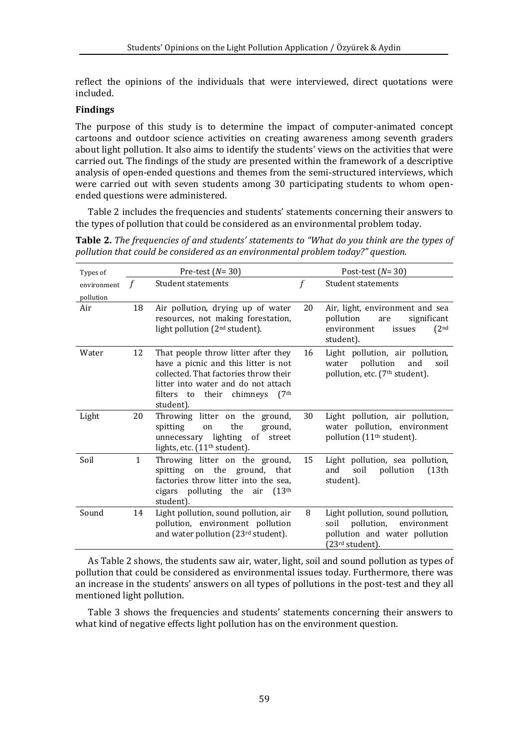reflect the opinions of the individuals that were interviewed, direct quotations were included.

**Findings**

The purpose of this study is to determine the impact of computer-animated concept cartoons and outdoor science activities on creating awareness among seventh graders about light pollution. It also aims to identify the students' views on the activities that were carried out. The findings of the study are presented within the framework of a descriptive analysis of open-ended questions and themes from the semi-structured interviews, which were carried out with seven students among 30 participating students to whom open-ended questions were administered.

Table 2 includes the frequencies and students' statements concerning their answers to the types of pollution that could be considered as an environmental problem today.

**Table 2.** *The frequencies of and students' statements to "What do you think are the types of pollution that could be considered as an environmental problem today?" question.*

| Types of environment pollution | Pre-test ($N$= 30) | | Post-test ($N$= 30) | |
|---|---|---|---|---|
| | $f$ | Student statements | $f$ | Student statements |
| Air | 18 | Air pollution, drying up of water resources, not making forestation, light pollution (2nd student). | 20 | Air, light, environment and sea pollution are significant environment issues (2nd student). |
| Water | 12 | That people throw litter after they have a picnic and this litter is not collected. That factories throw their litter into water and do not attach filters to their chimneys (7th student). | 16 | Light pollution, air pollution, water pollution and soil pollution, etc. (7th student). |
| Light | 20 | Throwing litter on the ground, spitting on the ground, unnecessary lighting of street lights, etc. (11th student). | 30 | Light pollution, air pollution, water pollution, environment pollution (11th student). |
| Soil | 1 | Throwing litter on the ground, spitting on the ground, that factories throw litter into the sea, cigars polluting the air (13th student). | 15 | Light pollution, sea pollution, and soil pollution (13th student). |
| Sound | 14 | Light pollution, sound pollution, air pollution, environment pollution and water pollution (23rd student). | 8 | Light pollution, sound pollution, soil pollution, environment pollution and water pollution (23rd student). |

As Table 2 shows, the students saw air, water, light, soil and sound pollution as types of pollution that could be considered as environmental issues today. Furthermore, there was an increase in the students' answers on all types of pollutions in the post-test and they all mentioned light pollution.

Table 3 shows the frequencies and students' statements concerning their answers to what kind of negative effects light pollution has on the environment question.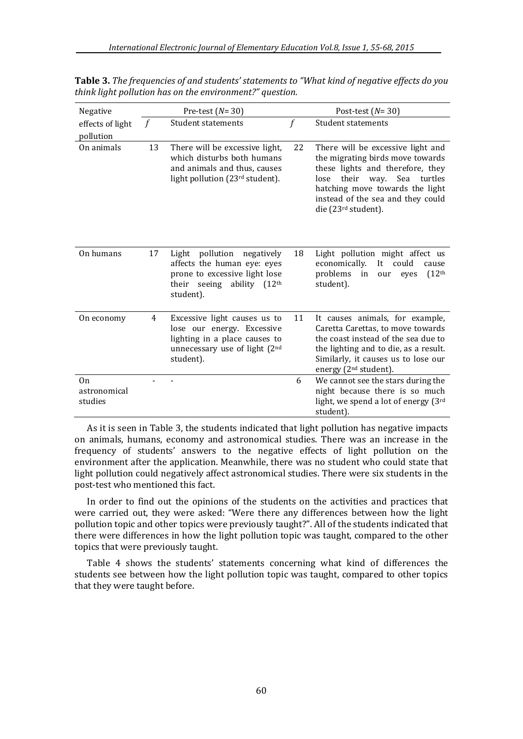**Table 3.** *The frequencies of and students' statements to "What kind of negative effects do you think light pollution has on the environment?" question.*

| Negative effects of light pollution | Pre-test ($N$= 30) | | Post-test ($N$= 30) | |
|---|---|---|---|---|
| | $f$ | Student statements | $f$ | Student statements |
| On animals | 13 | There will be excessive light, which disturbs both humans and animals and thus, causes light pollution (23rd student). | 22 | There will be excessive light and the migrating birds move towards these lights and therefore, they lose their way. Sea turtles hatching move towards the light instead of the sea and they could die (23rd student). |
| On humans | 17 | Light pollution negatively affects the human eye: eyes prone to excessive light lose their seeing ability (12th student). | 18 | Light pollution might affect us economically. It could cause problems in our eyes (12th student). |
| On economy | 4 | Excessive light causes us to lose our energy. Excessive lighting in a place causes to unnecessary use of light (2nd student). | 11 | It causes animals, for example, Caretta Carettas, to move towards the coast instead of the sea due to the lighting and to die, as a result. Similarly, it causes us to lose our energy (2nd student). |
| On astronomical studies | - | - | 6 | We cannot see the stars during the night because there is so much light, we spend a lot of energy (3rd student). |

As it is seen in Table 3, the students indicated that light pollution has negative impacts on animals, humans, economy and astronomical studies. There was an increase in the frequency of students' answers to the negative effects of light pollution on the environment after the application. Meanwhile, there was no student who could state that light pollution could negatively affect astronomical studies. There were six students in the post-test who mentioned this fact.

In order to find out the opinions of the students on the activities and practices that were carried out, they were asked: "Were there any differences between how the light pollution topic and other topics were previously taught?". All of the students indicated that there were differences in how the light pollution topic was taught, compared to the other topics that were previously taught.

Table 4 shows the students' statements concerning what kind of differences the students see between how the light pollution topic was taught, compared to other topics that they were taught before.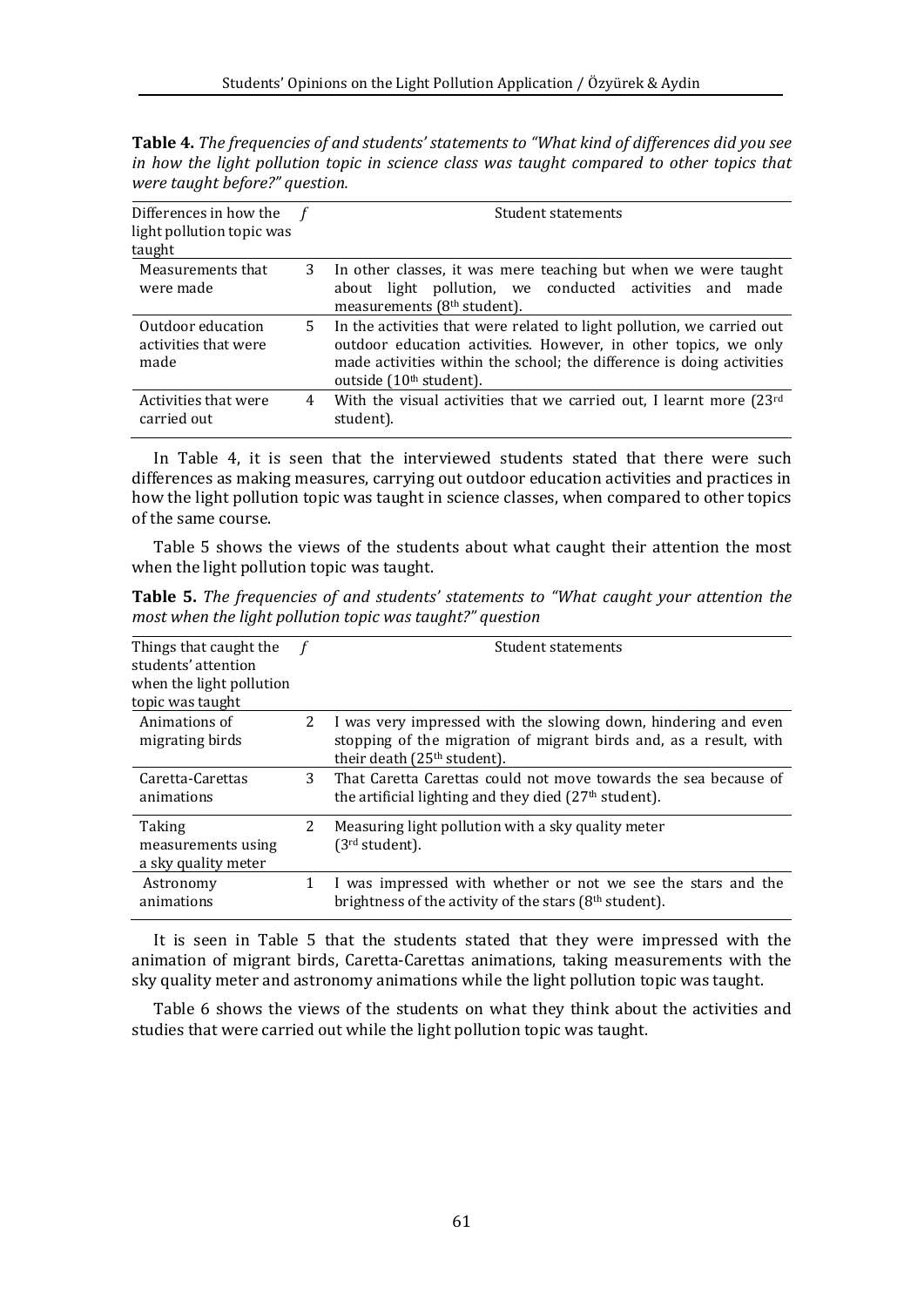**Table 4.** *The frequencies of and students' statements to "What kind of differences did you see in how the light pollution topic in science class was taught compared to other topics that were taught before?" question.*

| Differences in how the light pollution topic was taught | *f* | Student statements |
|---|---|---|
| Measurements that were made | 3 | In other classes, it was mere teaching but when we were taught about light pollution, we conducted activities and made measurements (8th student). |
| Outdoor education activities that were made | 5 | In the activities that were related to light pollution, we carried out outdoor education activities. However, in other topics, we only made activities within the school; the difference is doing activities outside (10th student). |
| Activities that were carried out | 4 | With the visual activities that we carried out, I learnt more (23rd student). |

In Table 4, it is seen that the interviewed students stated that there were such differences as making measures, carrying out outdoor education activities and practices in how the light pollution topic was taught in science classes, when compared to other topics of the same course.

Table 5 shows the views of the students about what caught their attention the most when the light pollution topic was taught.

**Table 5.** *The frequencies of and students' statements to "What caught your attention the most when the light pollution topic was taught?" question*

| Things that caught the students' attention when the light pollution topic was taught | *f* | Student statements |
|---|---|---|
| Animations of migrating birds | 2 | I was very impressed with the slowing down, hindering and even stopping of the migration of migrant birds and, as a result, with their death (25th student). |
| Caretta-Carettas animations | 3 | That Caretta Carettas could not move towards the sea because of the artificial lighting and they died (27th student). |
| Taking measurements using a sky quality meter | 2 | Measuring light pollution with a sky quality meter (3rd student). |
| Astronomy animations | 1 | I was impressed with whether or not we see the stars and the brightness of the activity of the stars (8th student). |

It is seen in Table 5 that the students stated that they were impressed with the animation of migrant birds, Caretta-Carettas animations, taking measurements with the sky quality meter and astronomy animations while the light pollution topic was taught.

Table 6 shows the views of the students on what they think about the activities and studies that were carried out while the light pollution topic was taught.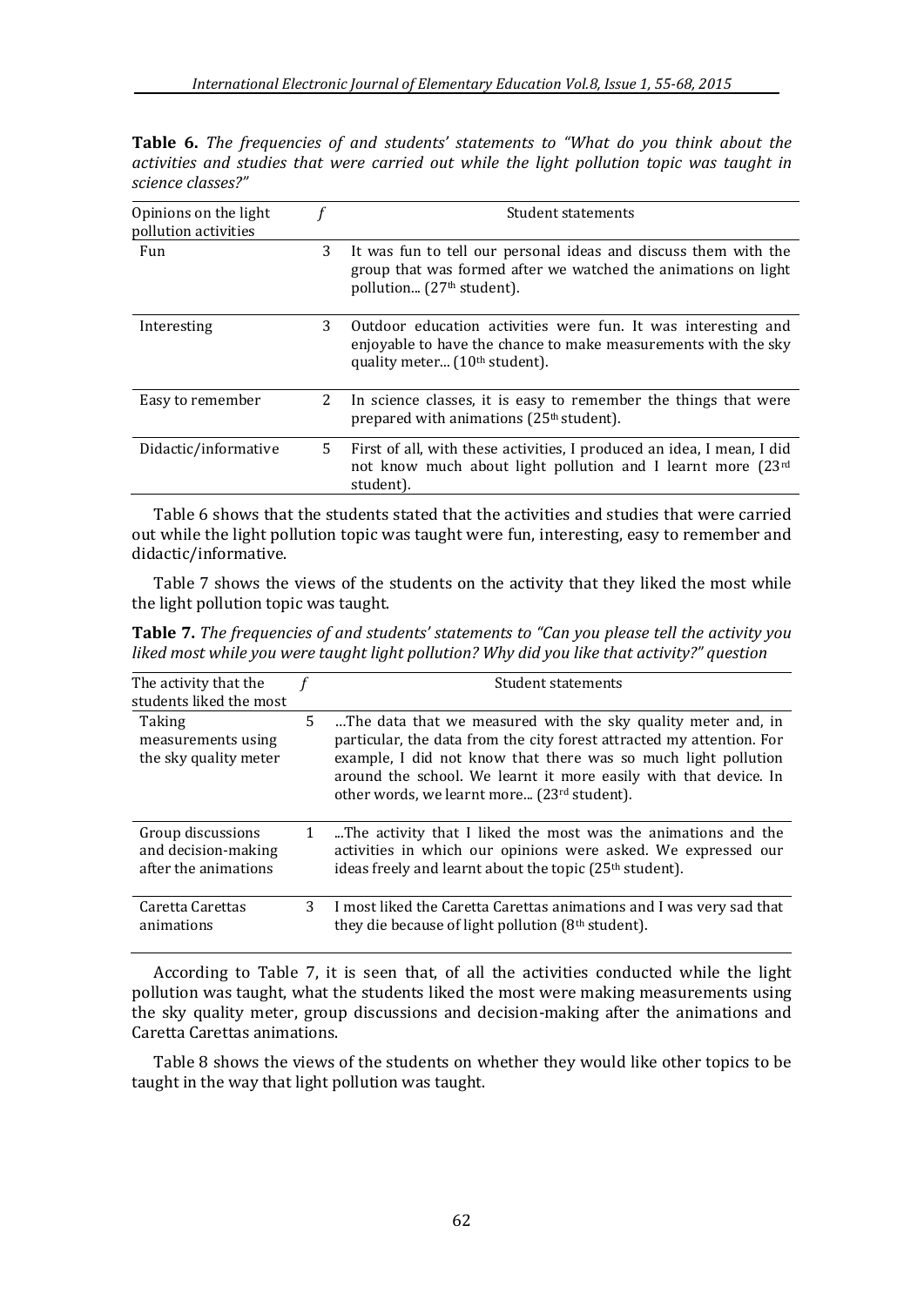**Table 6.** *The frequencies of and students' statements to "What do you think about the activities and studies that were carried out while the light pollution topic was taught in science classes?"*

| Opinions on the light pollution activities | *f* | Student statements |
|---|---|---|
| Fun | 3 | It was fun to tell our personal ideas and discuss them with the group that was formed after we watched the animations on light pollution... (27th student). |
| Interesting | 3 | Outdoor education activities were fun. It was interesting and enjoyable to have the chance to make measurements with the sky quality meter... (10th student). |
| Easy to remember | 2 | In science classes, it is easy to remember the things that were prepared with animations (25th student). |
| Didactic/informative | 5 | First of all, with these activities, I produced an idea, I mean, I did not know much about light pollution and I learnt more (23rd student). |

Table 6 shows that the students stated that the activities and studies that were carried out while the light pollution topic was taught were fun, interesting, easy to remember and didactic/informative.

Table 7 shows the views of the students on the activity that they liked the most while the light pollution topic was taught.

**Table 7.** *The frequencies of and students' statements to "Can you please tell the activity you liked most while you were taught light pollution? Why did you like that activity?" question*

| The activity that the students liked the most | *f* | Student statements |
|---|---|---|
| Taking measurements using the sky quality meter | 5 | ...The data that we measured with the sky quality meter and, in particular, the data from the city forest attracted my attention. For example, I did not know that there was so much light pollution around the school. We learnt it more easily with that device. In other words, we learnt more... (23rd student). |
| Group discussions and decision-making after the animations | 1 | ...The activity that I liked the most was the animations and the activities in which our opinions were asked. We expressed our ideas freely and learnt about the topic (25th student). |
| Caretta Carettas animations | 3 | I most liked the Caretta Carettas animations and I was very sad that they die because of light pollution (8th student). |

According to Table 7, it is seen that, of all the activities conducted while the light pollution was taught, what the students liked the most were making measurements using the sky quality meter, group discussions and decision-making after the animations and Caretta Carettas animations.

Table 8 shows the views of the students on whether they would like other topics to be taught in the way that light pollution was taught.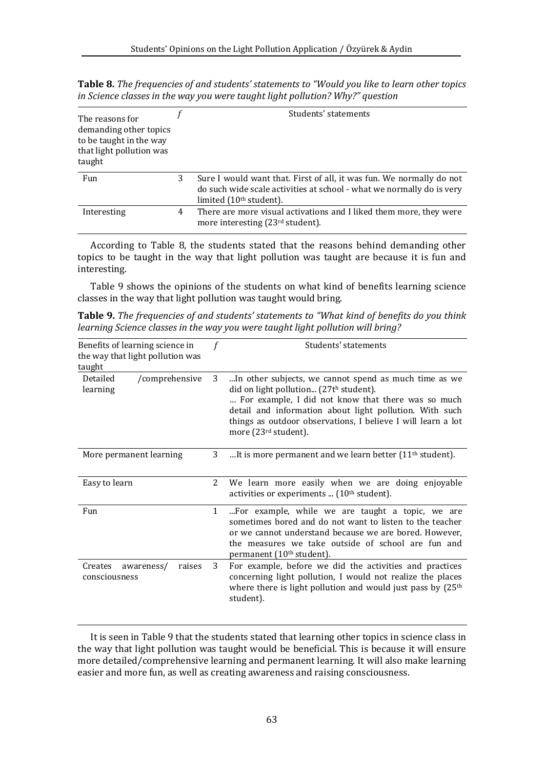**Table 8.** *The frequencies of and students' statements to "Would you like to learn other topics in Science classes in the way you were taught light pollution? Why?" question*

| The reasons for demanding other topics to be taught in the way that light pollution was taught | *f* | Students' statements |
|---|---|---|
| Fun | 3 | Sure I would want that. First of all, it was fun. We normally do not do such wide scale activities at school - what we normally do is very limited (10th student). |
| Interesting | 4 | There are more visual activations and I liked them more, they were more interesting (23rd student). |

According to Table 8, the students stated that the reasons behind demanding other topics to be taught in the way that light pollution was taught are because it is fun and interesting.

Table 9 shows the opinions of the students on what kind of benefits learning science classes in the way that light pollution was taught would bring.

**Table 9.** *The frequencies of and students' statements to "What kind of benefits do you think learning Science classes in the way you were taught light pollution will bring?*

| Benefits of learning science in the way that light pollution was taught | *f* | Students' statements |
|---|---|---|
| Detailed /comprehensive learning | 3 | ...In other subjects, we cannot spend as much time as we did on light pollution... (27th student). … For example, I did not know that there was so much detail and information about light pollution. With such things as outdoor observations, I believe I will learn a lot more (23rd student). |
| More permanent learning | 3 | …It is more permanent and we learn better (11th student). |
| Easy to learn | 2 | We learn more easily when we are doing enjoyable activities or experiments ... (10th student). |
| Fun | 1 | ...For example, while we are taught a topic, we are sometimes bored and do not want to listen to the teacher or we cannot understand because we are bored. However, the measures we take outside of school are fun and permanent (10th student). |
| Creates awareness/ raises consciousness | 3 | For example, before we did the activities and practices concerning light pollution, I would not realize the places where there is light pollution and would just pass by (25th student). |

It is seen in Table 9 that the students stated that learning other topics in science class in the way that light pollution was taught would be beneficial. This is because it will ensure more detailed/comprehensive learning and permanent learning. It will also make learning easier and more fun, as well as creating awareness and raising consciousness.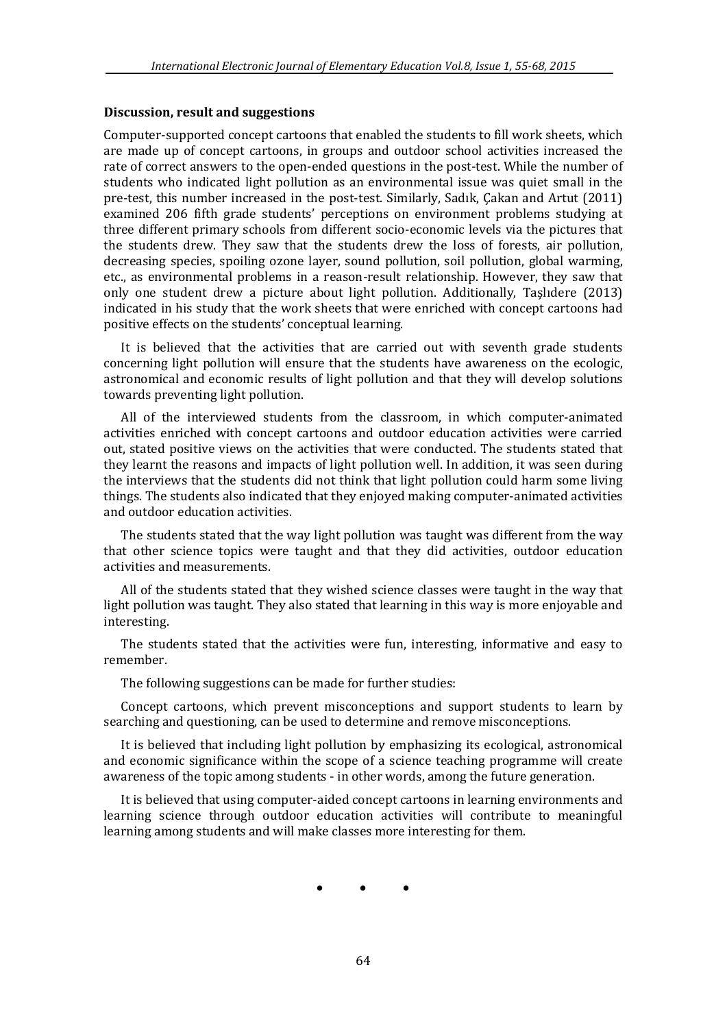**Discussion, result and suggestions**

Computer-supported concept cartoons that enabled the students to fill work sheets, which are made up of concept cartoons, in groups and outdoor school activities increased the rate of correct answers to the open-ended questions in the post-test. While the number of students who indicated light pollution as an environmental issue was quiet small in the pre-test, this number increased in the post-test. Similarly, Sadık, Çakan and Artut (2011) examined 206 fifth grade students' perceptions on environment problems studying at three different primary schools from different socio-economic levels via the pictures that the students drew. They saw that the students drew the loss of forests, air pollution, decreasing species, spoiling ozone layer, sound pollution, soil pollution, global warming, etc., as environmental problems in a reason-result relationship. However, they saw that only one student drew a picture about light pollution. Additionally, Taşlıdere (2013) indicated in his study that the work sheets that were enriched with concept cartoons had positive effects on the students' conceptual learning.

It is believed that the activities that are carried out with seventh grade students concerning light pollution will ensure that the students have awareness on the ecologic, astronomical and economic results of light pollution and that they will develop solutions towards preventing light pollution.

All of the interviewed students from the classroom, in which computer-animated activities enriched with concept cartoons and outdoor education activities were carried out, stated positive views on the activities that were conducted. The students stated that they learnt the reasons and impacts of light pollution well. In addition, it was seen during the interviews that the students did not think that light pollution could harm some living things. The students also indicated that they enjoyed making computer-animated activities and outdoor education activities.

The students stated that the way light pollution was taught was different from the way that other science topics were taught and that they did activities, outdoor education activities and measurements.

All of the students stated that they wished science classes were taught in the way that light pollution was taught. They also stated that learning in this way is more enjoyable and interesting.

The students stated that the activities were fun, interesting, informative and easy to remember.

The following suggestions can be made for further studies:

Concept cartoons, which prevent misconceptions and support students to learn by searching and questioning, can be used to determine and remove misconceptions.

It is believed that including light pollution by emphasizing its ecological, astronomical and economic significance within the scope of a science teaching programme will create awareness of the topic among students - in other words, among the future generation.

It is believed that using computer-aided concept cartoons in learning environments and learning science through outdoor education activities will contribute to meaningful learning among students and will make classes more interesting for them.

• • •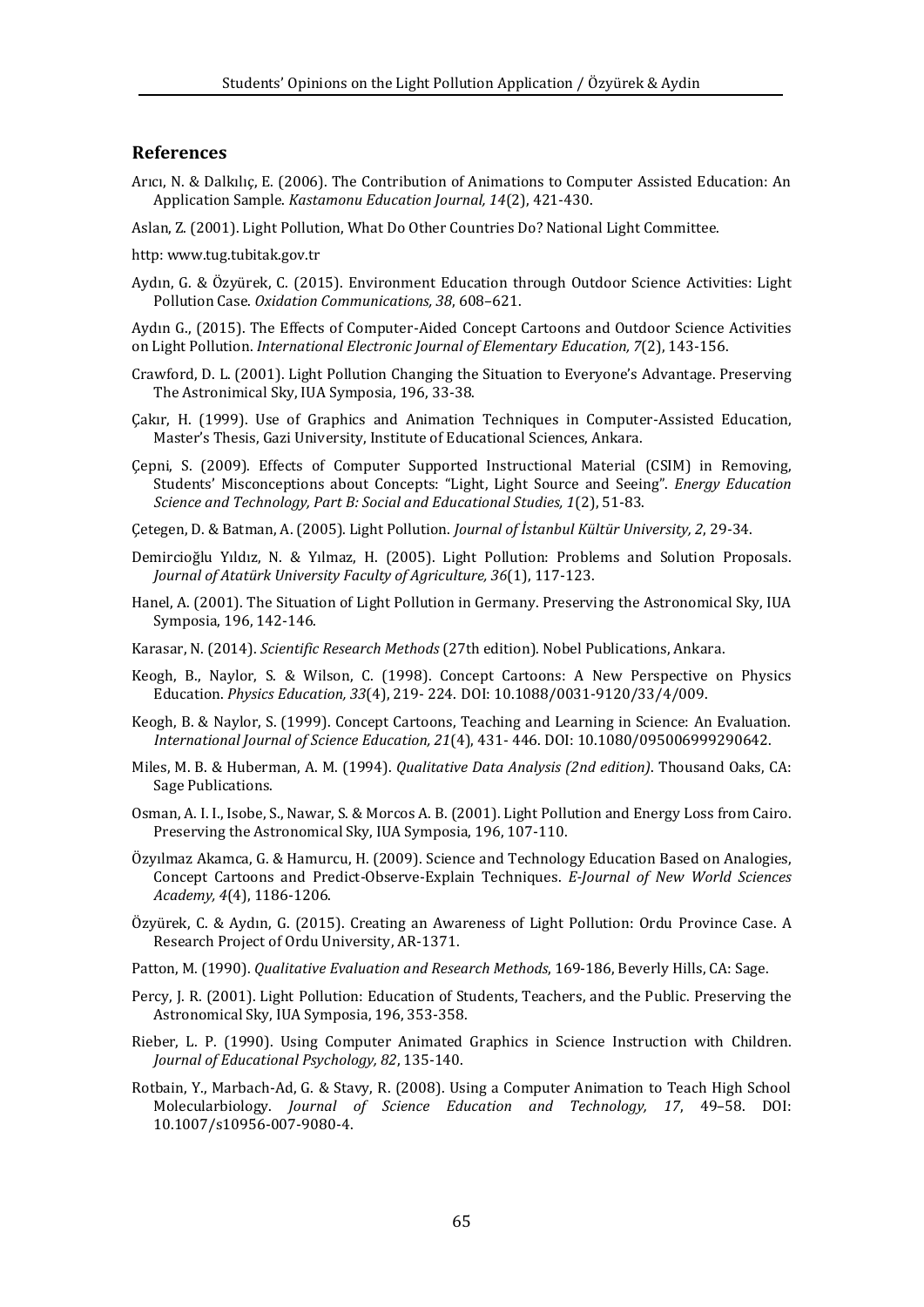## References

Arıcı, N. & Dalkılıç, E. (2006). The Contribution of Animations to Computer Assisted Education: An Application Sample. *Kastamonu Education Journal, 14*(2), 421-430.

Aslan, Z. (2001). Light Pollution, What Do Other Countries Do? National Light Committee.

http: www.tug.tubitak.gov.tr

Aydın, G. & Özyürek, C. (2015). Environment Education through Outdoor Science Activities: Light Pollution Case. *Oxidation Communications, 38*, 608–621.

Aydın G., (2015). The Effects of Computer-Aided Concept Cartoons and Outdoor Science Activities on Light Pollution. *International Electronic Journal of Elementary Education, 7*(2), 143-156.

Crawford, D. L. (2001). Light Pollution Changing the Situation to Everyone's Advantage. Preserving The Astronimical Sky, IUA Symposia, 196, 33-38.

Çakır, H. (1999). Use of Graphics and Animation Techniques in Computer-Assisted Education, Master's Thesis, Gazi University, Institute of Educational Sciences, Ankara.

Çepni, S. (2009). Effects of Computer Supported Instructional Material (CSIM) in Removing, Students' Misconceptions about Concepts: "Light, Light Source and Seeing". *Energy Education Science and Technology, Part B: Social and Educational Studies, 1*(2), 51-83.

Çetegen, D. & Batman, A. (2005). Light Pollution. *Journal of İstanbul Kültür University, 2*, 29-34.

Demircioğlu Yıldız, N. & Yılmaz, H. (2005). Light Pollution: Problems and Solution Proposals. *Journal of Atatürk University Faculty of Agriculture, 36*(1), 117-123.

Hanel, A. (2001). The Situation of Light Pollution in Germany. Preserving the Astronomical Sky, IUA Symposia, 196, 142-146.

Karasar, N. (2014). *Scientific Research Methods* (27th edition). Nobel Publications, Ankara.

Keogh, B., Naylor, S. & Wilson, C. (1998). Concept Cartoons: A New Perspective on Physics Education. *Physics Education, 33*(4), 219- 224. DOI: 10.1088/0031-9120/33/4/009.

Keogh, B. & Naylor, S. (1999). Concept Cartoons, Teaching and Learning in Science: An Evaluation. *International Journal of Science Education, 21*(4), 431- 446. DOI: 10.1080/095006999290642.

Miles, M. B. & Huberman, A. M. (1994). *Qualitative Data Analysis (2nd edition)*. Thousand Oaks, CA: Sage Publications.

Osman, A. I. I., Isobe, S., Nawar, S. & Morcos A. B. (2001). Light Pollution and Energy Loss from Cairo. Preserving the Astronomical Sky, IUA Symposia, 196, 107-110.

Özyılmaz Akamca, G. & Hamurcu, H. (2009). Science and Technology Education Based on Analogies, Concept Cartoons and Predict-Observe-Explain Techniques. *E-Journal of New World Sciences Academy, 4*(4), 1186-1206.

Özyürek, C. & Aydın, G. (2015). Creating an Awareness of Light Pollution: Ordu Province Case. A Research Project of Ordu University, AR-1371.

Patton, M. (1990). *Qualitative Evaluation and Research Methods*, 169-186, Beverly Hills, CA: Sage.

Percy, J. R. (2001). Light Pollution: Education of Students, Teachers, and the Public. Preserving the Astronomical Sky, IUA Symposia, 196, 353-358.

Rieber, L. P. (1990). Using Computer Animated Graphics in Science Instruction with Children. *Journal of Educational Psychology, 82*, 135-140.

Rotbain, Y., Marbach-Ad, G. & Stavy, R. (2008). Using a Computer Animation to Teach High School Molecularbiology. *Journal of Science Education and Technology, 17*, 49–58. DOI: 10.1007/s10956-007-9080-4.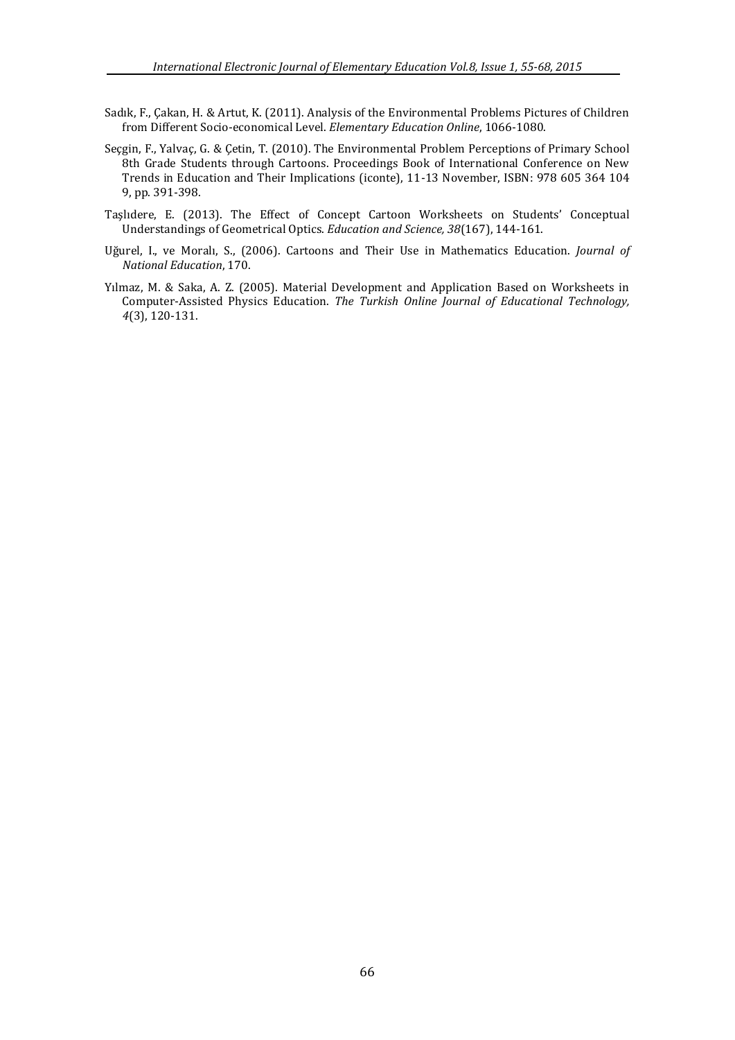Sadık, F., Çakan, H. & Artut, K. (2011). Analysis of the Environmental Problems Pictures of Children from Different Socio-economical Level. *Elementary Education Online*, 1066-1080.

Seçgin, F., Yalvaç, G. & Çetin, T. (2010). The Environmental Problem Perceptions of Primary School 8th Grade Students through Cartoons. Proceedings Book of International Conference on New Trends in Education and Their Implications (iconte), 11-13 November, ISBN: 978 605 364 104 9, pp. 391-398.

Taşlıdere, E. (2013). The Effect of Concept Cartoon Worksheets on Students' Conceptual Understandings of Geometrical Optics. *Education and Science, 38*(167), 144-161.

Uğurel, I., ve Moralı, S., (2006). Cartoons and Their Use in Mathematics Education. *Journal of National Education*, 170.

Yılmaz, M. & Saka, A. Z. (2005). Material Development and Application Based on Worksheets in Computer-Assisted Physics Education. *The Turkish Online Journal of Educational Technology, 4*(3), 120-131.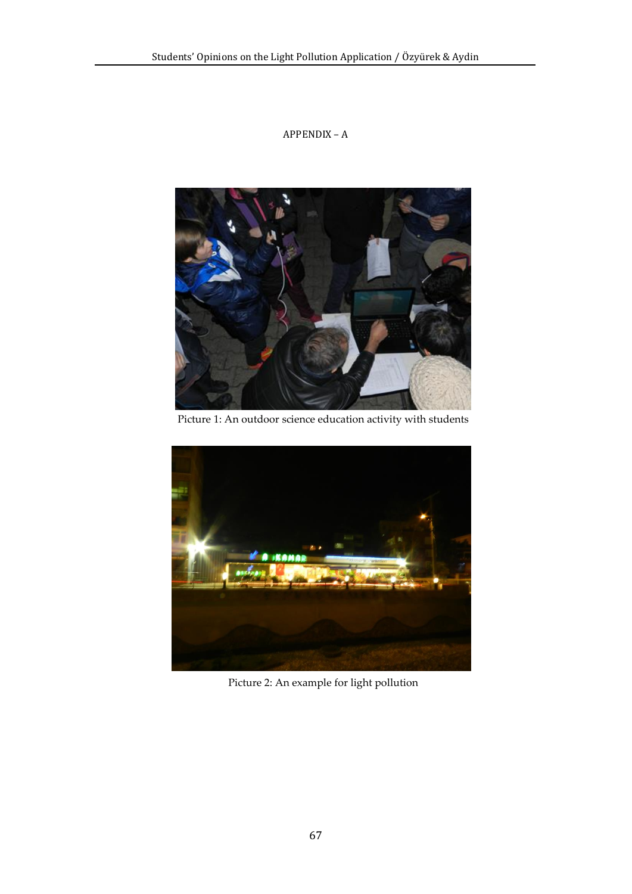APPENDIX – A

Picture 1: An outdoor science education activity with students

Picture 2: An example for light pollution